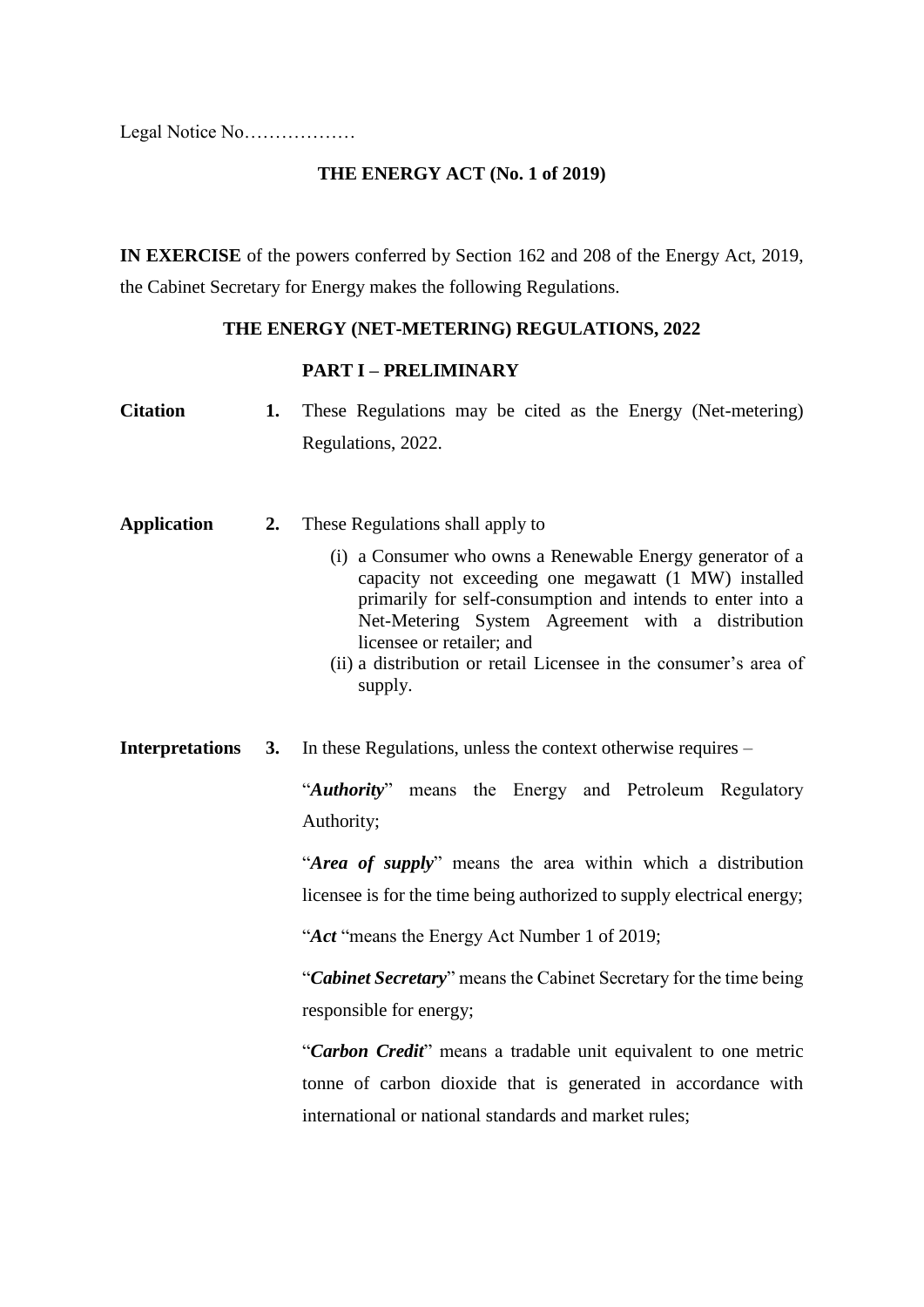Legal Notice No………………

**THE ENERGY ACT (No. 1 of 2019)**

**IN EXERCISE** of the powers conferred by Section 162 and 208 of the Energy Act, 2019, the Cabinet Secretary for Energy makes the following Regulations.

**THE ENERGY (NET-METERING) REGULATIONS, 2022**

## PART I – PRELIMINARY

**Citation**

**1.** These Regulations may be cited as the Energy (Net-metering) Regulations, 2022.

**Application**

**2.** These Regulations shall apply to

(i) a Consumer who owns a Renewable Energy generator of a capacity not exceeding one megawatt (1 MW) installed primarily for self-consumption and intends to enter into a Net-Metering System Agreement with a distribution licensee or retailer; and

(ii) a distribution or retail Licensee in the consumer's area of supply.

**Interpretations**

**3.** In these Regulations, unless the context otherwise requires –

"***Authority***" means the Energy and Petroleum Regulatory Authority;

"***Area of supply***" means the area within which a distribution licensee is for the time being authorized to supply electrical energy;

"***Act*** "means the Energy Act Number 1 of 2019;

"***Cabinet Secretary***" means the Cabinet Secretary for the time being responsible for energy;

"***Carbon Credit***" means a tradable unit equivalent to one metric tonne of carbon dioxide that is generated in accordance with international or national standards and market rules;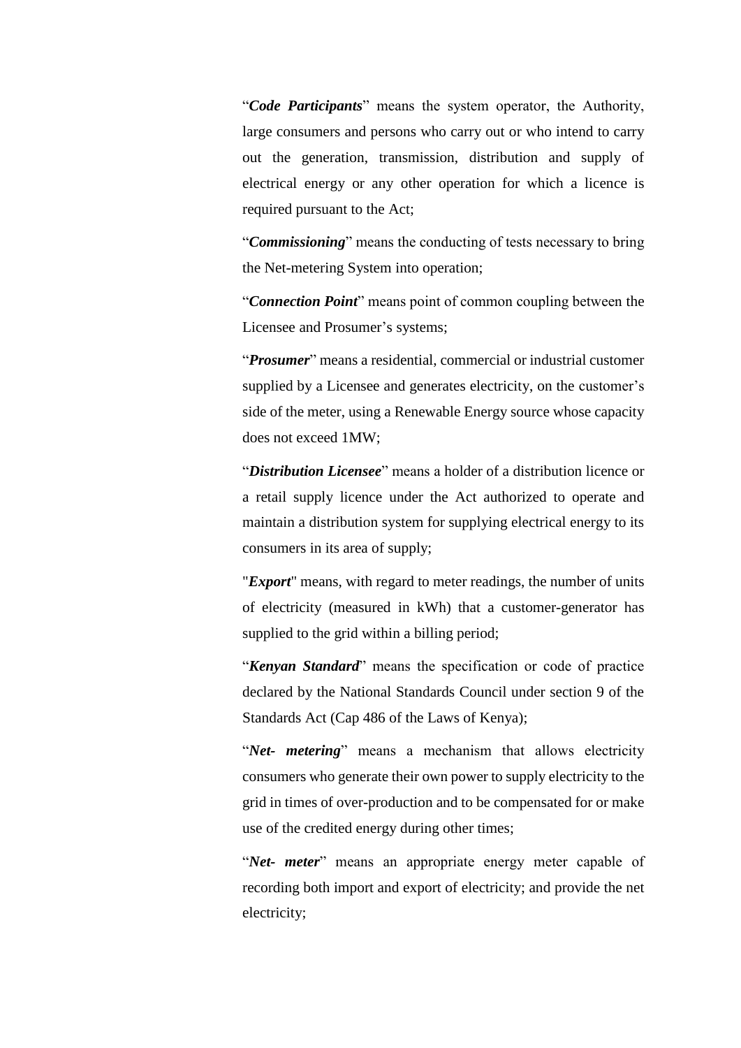"***Code Participants***" means the system operator, the Authority, large consumers and persons who carry out or who intend to carry out the generation, transmission, distribution and supply of electrical energy or any other operation for which a licence is required pursuant to the Act;

"***Commissioning***" means the conducting of tests necessary to bring the Net-metering System into operation;

"***Connection Point***" means point of common coupling between the Licensee and Prosumer's systems;

"***Prosumer***" means a residential, commercial or industrial customer supplied by a Licensee and generates electricity, on the customer's side of the meter, using a Renewable Energy source whose capacity does not exceed 1MW;

"***Distribution Licensee***" means a holder of a distribution licence or a retail supply licence under the Act authorized to operate and maintain a distribution system for supplying electrical energy to its consumers in its area of supply;

"***Export***" means, with regard to meter readings, the number of units of electricity (measured in kWh) that a customer-generator has supplied to the grid within a billing period;

"***Kenyan Standard***" means the specification or code of practice declared by the National Standards Council under section 9 of the Standards Act (Cap 486 of the Laws of Kenya);

"***Net- metering***" means a mechanism that allows electricity consumers who generate their own power to supply electricity to the grid in times of over-production and to be compensated for or make use of the credited energy during other times;

"***Net- meter***" means an appropriate energy meter capable of recording both import and export of electricity; and provide the net electricity;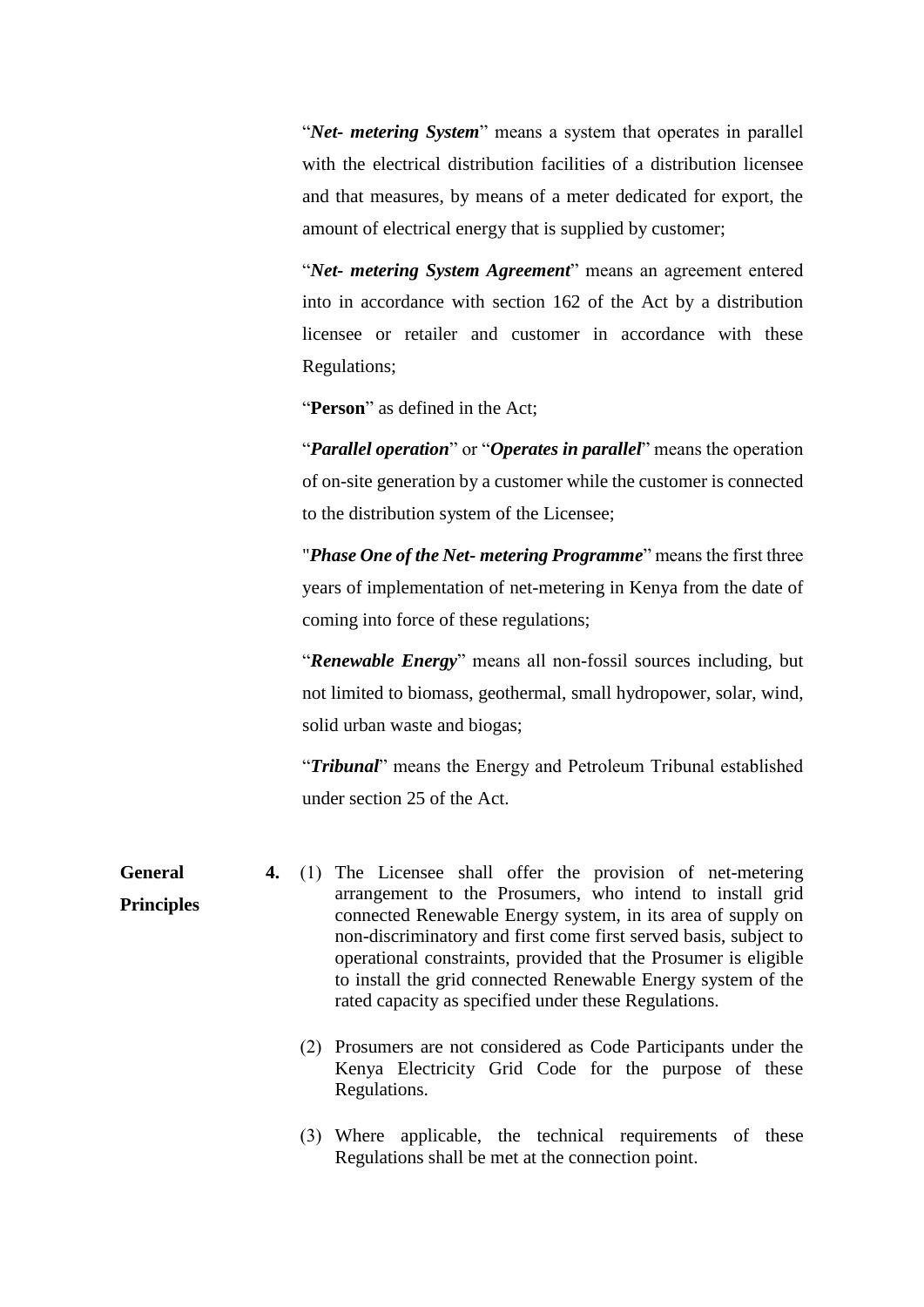"***Net- metering System***" means a system that operates in parallel with the electrical distribution facilities of a distribution licensee and that measures, by means of a meter dedicated for export, the amount of electrical energy that is supplied by customer;

"***Net- metering System Agreement***" means an agreement entered into in accordance with section 162 of the Act by a distribution licensee or retailer and customer in accordance with these Regulations;

"**Person**" as defined in the Act;

"***Parallel operation***" or "***Operates in parallel***" means the operation of on-site generation by a customer while the customer is connected to the distribution system of the Licensee;

"***Phase One of the Net- metering Programme***" means the first three years of implementation of net-metering in Kenya from the date of coming into force of these regulations;

"***Renewable Energy***" means all non-fossil sources including, but not limited to biomass, geothermal, small hydropower, solar, wind, solid urban waste and biogas;

"***Tribunal***" means the Energy and Petroleum Tribunal established under section 25 of the Act.

**General Principles**

**4.** (1) The Licensee shall offer the provision of net-metering arrangement to the Prosumers, who intend to install grid connected Renewable Energy system, in its area of supply on non-discriminatory and first come first served basis, subject to operational constraints, provided that the Prosumer is eligible to install the grid connected Renewable Energy system of the rated capacity as specified under these Regulations.

(2) Prosumers are not considered as Code Participants under the Kenya Electricity Grid Code for the purpose of these Regulations.

(3) Where applicable, the technical requirements of these Regulations shall be met at the connection point.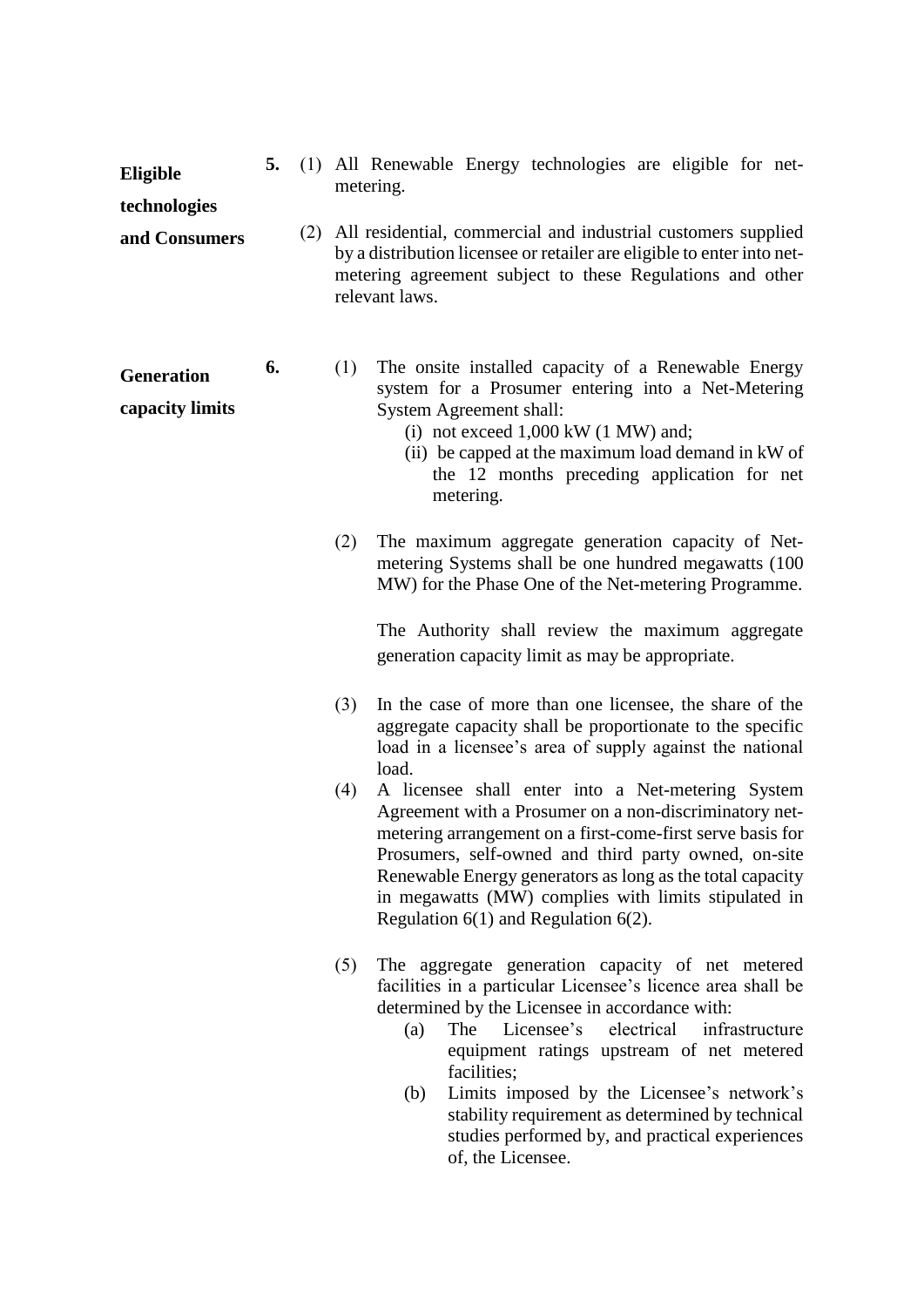**Eligible technologies and Consumers**

**5.** (1) All Renewable Energy technologies are eligible for net-metering.

(2) All residential, commercial and industrial customers supplied by a distribution licensee or retailer are eligible to enter into net-metering agreement subject to these Regulations and other relevant laws.

**Generation capacity limits**

**6.** (1) The onsite installed capacity of a Renewable Energy system for a Prosumer entering into a Net-Metering System Agreement shall:

(i) not exceed 1,000 kW (1 MW) and;

(ii) be capped at the maximum load demand in kW of the 12 months preceding application for net metering.

(2) The maximum aggregate generation capacity of Net-metering Systems shall be one hundred megawatts (100 MW) for the Phase One of the Net-metering Programme.

The Authority shall review the maximum aggregate generation capacity limit as may be appropriate.

(3) In the case of more than one licensee, the share of the aggregate capacity shall be proportionate to the specific load in a licensee's area of supply against the national load.

(4) A licensee shall enter into a Net-metering System Agreement with a Prosumer on a non-discriminatory net-metering arrangement on a first-come-first serve basis for Prosumers, self-owned and third party owned, on-site Renewable Energy generators as long as the total capacity in megawatts (MW) complies with limits stipulated in Regulation 6(1) and Regulation 6(2).

(5) The aggregate generation capacity of net metered facilities in a particular Licensee's licence area shall be determined by the Licensee in accordance with:

(a) The Licensee's electrical infrastructure equipment ratings upstream of net metered facilities;

(b) Limits imposed by the Licensee's network's stability requirement as determined by technical studies performed by, and practical experiences of, the Licensee.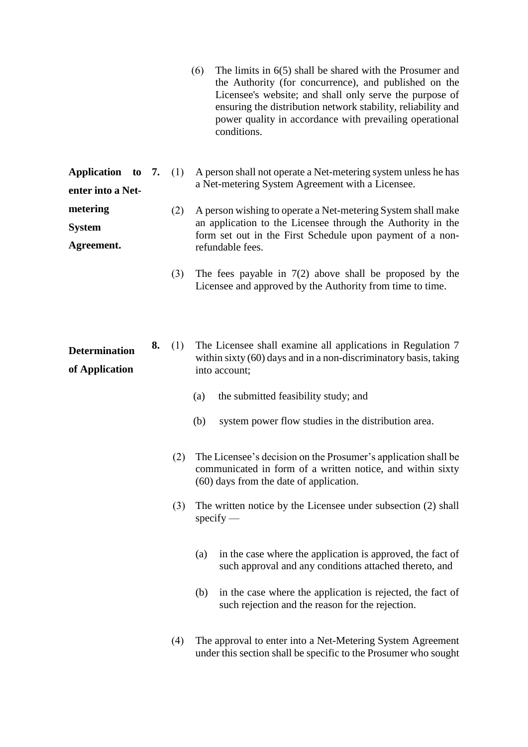(6) The limits in 6(5) shall be shared with the Prosumer and the Authority (for concurrence), and published on the Licensee's website; and shall only serve the purpose of ensuring the distribution network stability, reliability and power quality in accordance with prevailing operational conditions.

**Application to enter into a Net-metering System Agreement.**

**7.** (1) A person shall not operate a Net-metering system unless he has a Net-metering System Agreement with a Licensee.

(2) A person wishing to operate a Net-metering System shall make an application to the Licensee through the Authority in the form set out in the First Schedule upon payment of a non-refundable fees.

(3) The fees payable in 7(2) above shall be proposed by the Licensee and approved by the Authority from time to time.

**Determination of Application**

**8.** (1) The Licensee shall examine all applications in Regulation 7 within sixty (60) days and in a non-discriminatory basis, taking into account;

(a) the submitted feasibility study; and

(b) system power flow studies in the distribution area.

(2) The Licensee's decision on the Prosumer's application shall be communicated in form of a written notice, and within sixty (60) days from the date of application.

(3) The written notice by the Licensee under subsection (2) shall specify —

(a) in the case where the application is approved, the fact of such approval and any conditions attached thereto, and

(b) in the case where the application is rejected, the fact of such rejection and the reason for the rejection.

(4) The approval to enter into a Net-Metering System Agreement under this section shall be specific to the Prosumer who sought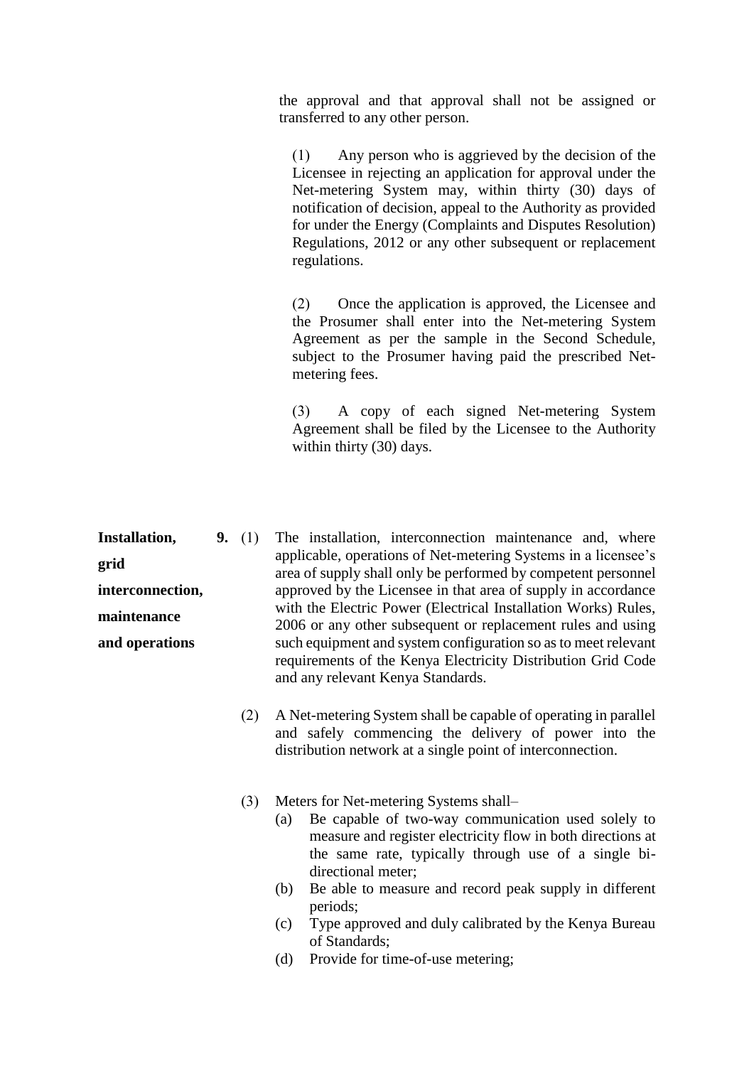the approval and that approval shall not be assigned or transferred to any other person.

(1) Any person who is aggrieved by the decision of the Licensee in rejecting an application for approval under the Net-metering System may, within thirty (30) days of notification of decision, appeal to the Authority as provided for under the Energy (Complaints and Disputes Resolution) Regulations, 2012 or any other subsequent or replacement regulations.

(2) Once the application is approved, the Licensee and the Prosumer shall enter into the Net-metering System Agreement as per the sample in the Second Schedule, subject to the Prosumer having paid the prescribed Net-metering fees.

(3) A copy of each signed Net-metering System Agreement shall be filed by the Licensee to the Authority within thirty (30) days.

**Installation, grid interconnection, maintenance and operations**

**9.** (1) The installation, interconnection maintenance and, where applicable, operations of Net-metering Systems in a licensee's area of supply shall only be performed by competent personnel approved by the Licensee in that area of supply in accordance with the Electric Power (Electrical Installation Works) Rules, 2006 or any other subsequent or replacement rules and using such equipment and system configuration so as to meet relevant requirements of the Kenya Electricity Distribution Grid Code and any relevant Kenya Standards.

(2) A Net-metering System shall be capable of operating in parallel and safely commencing the delivery of power into the distribution network at a single point of interconnection.

(3) Meters for Net-metering Systems shall–

(a) Be capable of two-way communication used solely to measure and register electricity flow in both directions at the same rate, typically through use of a single bi-directional meter;

(b) Be able to measure and record peak supply in different periods;

(c) Type approved and duly calibrated by the Kenya Bureau of Standards;

(d) Provide for time-of-use metering;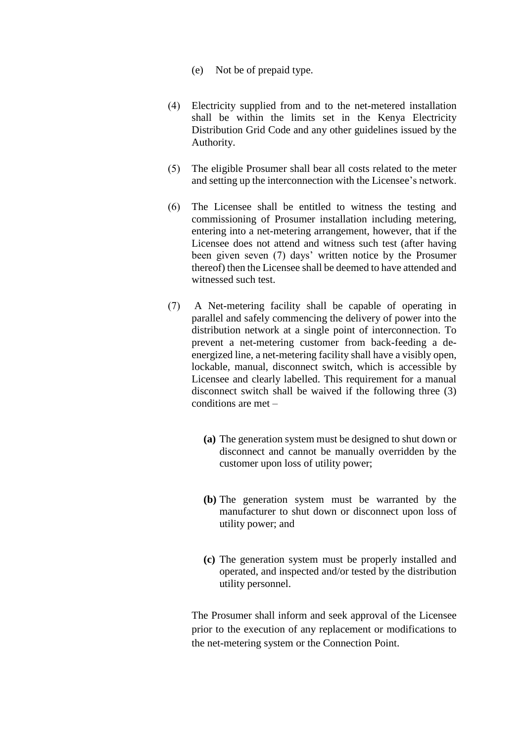(e) Not be of prepaid type.

(4) Electricity supplied from and to the net-metered installation shall be within the limits set in the Kenya Electricity Distribution Grid Code and any other guidelines issued by the Authority.

(5) The eligible Prosumer shall bear all costs related to the meter and setting up the interconnection with the Licensee's network.

(6) The Licensee shall be entitled to witness the testing and commissioning of Prosumer installation including metering, entering into a net-metering arrangement, however, that if the Licensee does not attend and witness such test (after having been given seven (7) days' written notice by the Prosumer thereof) then the Licensee shall be deemed to have attended and witnessed such test.

(7) A Net-metering facility shall be capable of operating in parallel and safely commencing the delivery of power into the distribution network at a single point of interconnection. To prevent a net-metering customer from back-feeding a de-energized line, a net-metering facility shall have a visibly open, lockable, manual, disconnect switch, which is accessible by Licensee and clearly labelled. This requirement for a manual disconnect switch shall be waived if the following three (3) conditions are met –

**(a)** The generation system must be designed to shut down or disconnect and cannot be manually overridden by the customer upon loss of utility power;

**(b)** The generation system must be warranted by the manufacturer to shut down or disconnect upon loss of utility power; and

**(c)** The generation system must be properly installed and operated, and inspected and/or tested by the distribution utility personnel.

The Prosumer shall inform and seek approval of the Licensee prior to the execution of any replacement or modifications to the net-metering system or the Connection Point.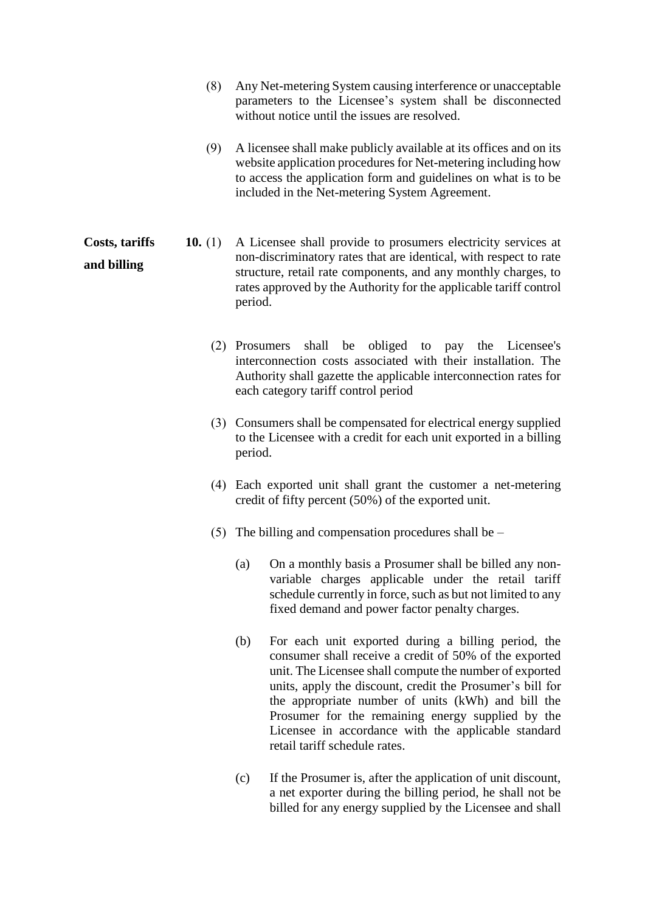(8) Any Net-metering System causing interference or unacceptable parameters to the Licensee's system shall be disconnected without notice until the issues are resolved.

(9) A licensee shall make publicly available at its offices and on its website application procedures for Net-metering including how to access the application form and guidelines on what is to be included in the Net-metering System Agreement.

**Costs, tariffs and billing**

**10.** (1) A Licensee shall provide to prosumers electricity services at non-discriminatory rates that are identical, with respect to rate structure, retail rate components, and any monthly charges, to rates approved by the Authority for the applicable tariff control period.

(2) Prosumers shall be obliged to pay the Licensee's interconnection costs associated with their installation. The Authority shall gazette the applicable interconnection rates for each category tariff control period

(3) Consumers shall be compensated for electrical energy supplied to the Licensee with a credit for each unit exported in a billing period.

(4) Each exported unit shall grant the customer a net-metering credit of fifty percent (50%) of the exported unit.

(5) The billing and compensation procedures shall be –

(a) On a monthly basis a Prosumer shall be billed any non-variable charges applicable under the retail tariff schedule currently in force, such as but not limited to any fixed demand and power factor penalty charges.

(b) For each unit exported during a billing period, the consumer shall receive a credit of 50% of the exported unit. The Licensee shall compute the number of exported units, apply the discount, credit the Prosumer's bill for the appropriate number of units (kWh) and bill the Prosumer for the remaining energy supplied by the Licensee in accordance with the applicable standard retail tariff schedule rates.

(c) If the Prosumer is, after the application of unit discount, a net exporter during the billing period, he shall not be billed for any energy supplied by the Licensee and shall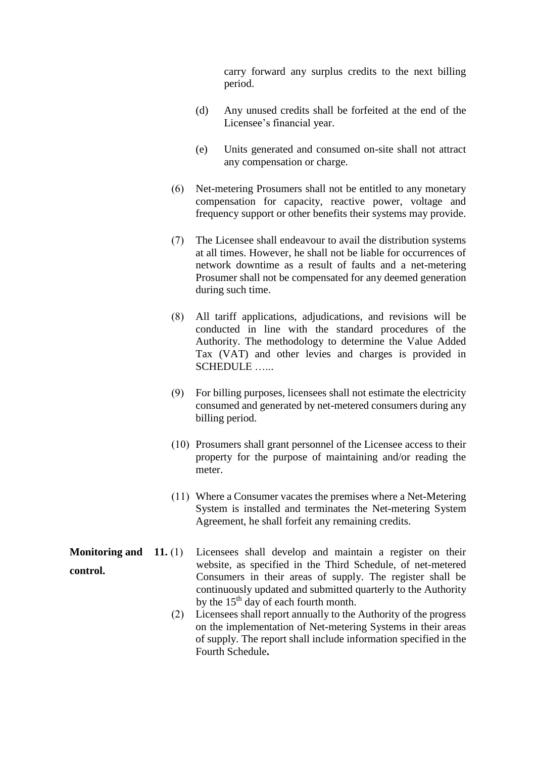carry forward any surplus credits to the next billing period.

(d) Any unused credits shall be forfeited at the end of the Licensee's financial year.

(e) Units generated and consumed on-site shall not attract any compensation or charge.

(6) Net-metering Prosumers shall not be entitled to any monetary compensation for capacity, reactive power, voltage and frequency support or other benefits their systems may provide.

(7) The Licensee shall endeavour to avail the distribution systems at all times. However, he shall not be liable for occurrences of network downtime as a result of faults and a net-metering Prosumer shall not be compensated for any deemed generation during such time.

(8) All tariff applications, adjudications, and revisions will be conducted in line with the standard procedures of the Authority. The methodology to determine the Value Added Tax (VAT) and other levies and charges is provided in SCHEDULE …...

(9) For billing purposes, licensees shall not estimate the electricity consumed and generated by net-metered consumers during any billing period.

(10) Prosumers shall grant personnel of the Licensee access to their property for the purpose of maintaining and/or reading the meter.

(11) Where a Consumer vacates the premises where a Net-Metering System is installed and terminates the Net-metering System Agreement, he shall forfeit any remaining credits.

**Monitoring and control.**

**11.** (1) Licensees shall develop and maintain a register on their website, as specified in the Third Schedule, of net-metered Consumers in their areas of supply. The register shall be continuously updated and submitted quarterly to the Authority by the 15th day of each fourth month.

(2) Licensees shall report annually to the Authority of the progress on the implementation of Net-metering Systems in their areas of supply. The report shall include information specified in the Fourth Schedule**.**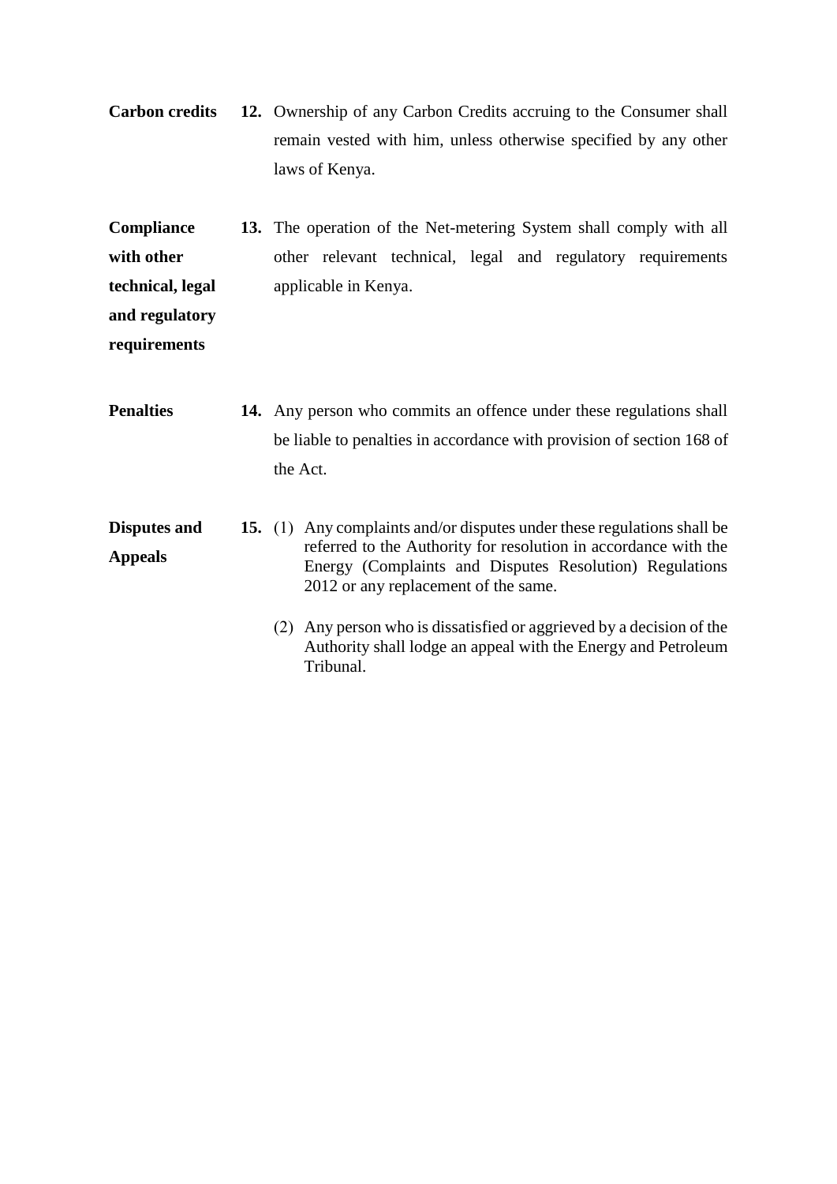**Carbon credits**

**12.** Ownership of any Carbon Credits accruing to the Consumer shall remain vested with him, unless otherwise specified by any other laws of Kenya.

**Compliance with other technical, legal and regulatory requirements**

**13.** The operation of the Net-metering System shall comply with all other relevant technical, legal and regulatory requirements applicable in Kenya.

**Penalties**

**14.** Any person who commits an offence under these regulations shall be liable to penalties in accordance with provision of section 168 of the Act.

**Disputes and Appeals**

**15.** (1) Any complaints and/or disputes under these regulations shall be referred to the Authority for resolution in accordance with the Energy (Complaints and Disputes Resolution) Regulations 2012 or any replacement of the same.

(2) Any person who is dissatisfied or aggrieved by a decision of the Authority shall lodge an appeal with the Energy and Petroleum Tribunal.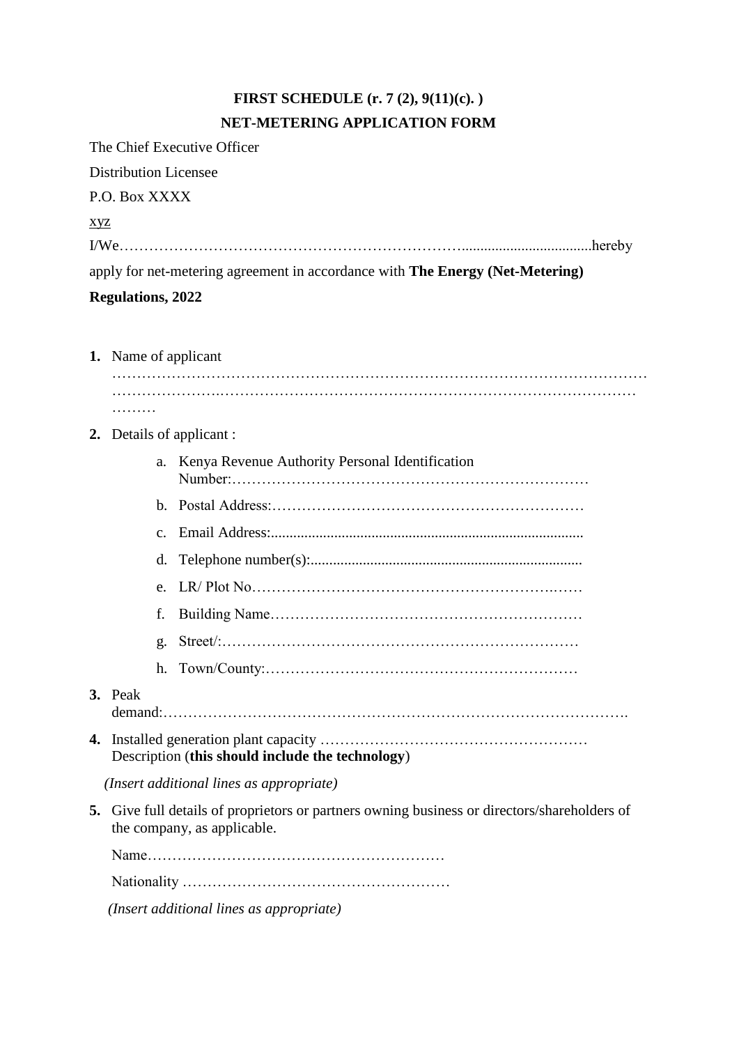**FIRST SCHEDULE (r. 7 (2), 9(11)(c). )**

**NET-METERING APPLICATION FORM**

The Chief Executive Officer

Distribution Licensee

P.O. Box XXXX

xyz

I/We…………………………………………………………….................................hereby apply for net-metering agreement in accordance with **The Energy (Net-Metering) Regulations, 2022**

1. Name of applicant ……………………………………………………………………………………………………………………….…………………………………………………………………………………
2. Details of applicant :
    a. Kenya Revenue Authority Personal Identification Number:………………………………………………………………
    b. Postal Address:………………………………………………………
    c. Email Address:..................................................................................
    d. Telephone number(s):........................................................................
    e. LR/ Plot No…………………………………………………….……
    f. Building Name………………………………………………………
    g. Street/:………………………………………………………………
    h. Town/County:………………………………………………………
3. Peak demand:……………………………………………………………………………….
4. Installed generation plant capacity ………………………………………………
   Description (**this should include the technology**)

   *(Insert additional lines as appropriate)*

5. Give full details of proprietors or partners owning business or directors/shareholders of the company, as applicable.

   Name……………………………………………………

   Nationality ………………………………………………

   *(Insert additional lines as appropriate)*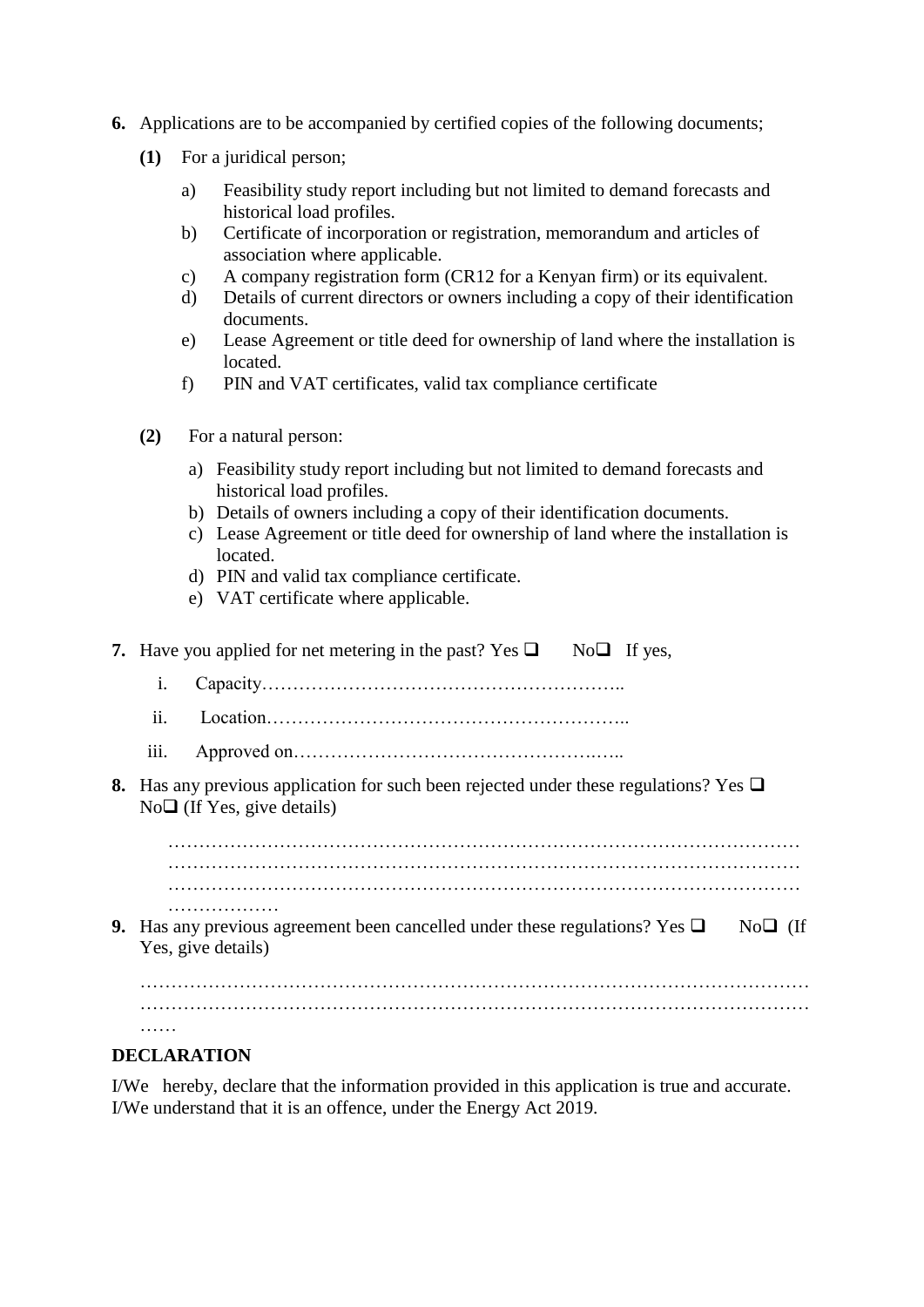**6.** Applications are to be accompanied by certified copies of the following documents;

**(1)** For a juridical person;

a) Feasibility study report including but not limited to demand forecasts and historical load profiles.

b) Certificate of incorporation or registration, memorandum and articles of association where applicable.

c) A company registration form (CR12 for a Kenyan firm) or its equivalent.

d) Details of current directors or owners including a copy of their identification documents.

e) Lease Agreement or title deed for ownership of land where the installation is located.

f) PIN and VAT certificates, valid tax compliance certificate

**(2)** For a natural person:

a) Feasibility study report including but not limited to demand forecasts and historical load profiles.

b) Details of owners including a copy of their identification documents.

c) Lease Agreement or title deed for ownership of land where the installation is located.

d) PIN and valid tax compliance certificate.

e) VAT certificate where applicable.

**7.** Have you applied for net metering in the past? Yes ❑ No❑ If yes,

i. Capacity…………………………………………………..

ii. Location…………………………………………………..

iii. Approved on……………………………………….…..

**8.** Has any previous application for such been rejected under these regulations? Yes ❑ No❑ (If Yes, give details)

………………………………………………………………………………………………………………………………………………………………………………………………………………………………………………………………………………………………

**9.** Has any previous agreement been cancelled under these regulations? Yes ❑ No❑ (If Yes, give details)

……………………………………………………………………………………………………………………………………………………………………………………………

**DECLARATION**

I/We hereby, declare that the information provided in this application is true and accurate. I/We understand that it is an offence, under the Energy Act 2019.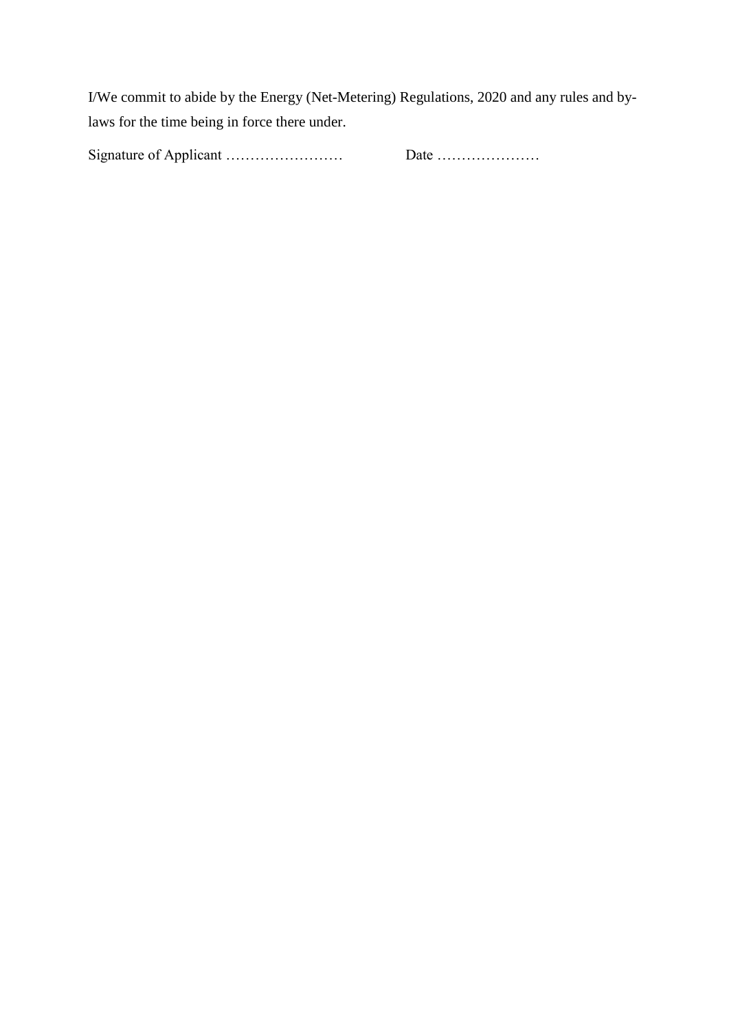I/We commit to abide by the Energy (Net-Metering) Regulations, 2020 and any rules and by-laws for the time being in force there under.

Signature of Applicant ……………………  Date …………………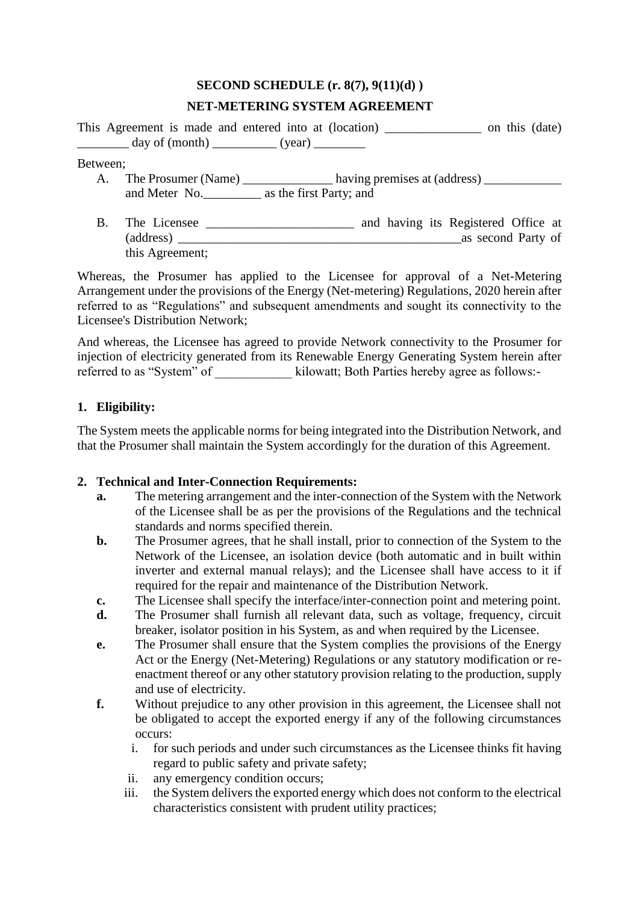**SECOND SCHEDULE (r. 8(7), 9(11)(d) )**

**NET-METERING SYSTEM AGREEMENT**

This Agreement is made and entered into at (location) _______________ on this (date) ________ day of (month) __________ (year) ________

Between;

A. The Prosumer (Name) ______________ having premises at (address) ____________ and Meter No._________ as the first Party; and

B. The Licensee _______________________ and having its Registered Office at (address) _____________________________________________as second Party of this Agreement;

Whereas, the Prosumer has applied to the Licensee for approval of a Net-Metering Arrangement under the provisions of the Energy (Net-metering) Regulations, 2020 herein after referred to as "Regulations" and subsequent amendments and sought its connectivity to the Licensee's Distribution Network;

And whereas, the Licensee has agreed to provide Network connectivity to the Prosumer for injection of electricity generated from its Renewable Energy Generating System herein after referred to as "System" of ____________ kilowatt; Both Parties hereby agree as follows:-

**1. Eligibility:**

The System meets the applicable norms for being integrated into the Distribution Network, and that the Prosumer shall maintain the System accordingly for the duration of this Agreement.

**2. Technical and Inter-Connection Requirements:**

**a.** The metering arrangement and the inter-connection of the System with the Network of the Licensee shall be as per the provisions of the Regulations and the technical standards and norms specified therein.

**b.** The Prosumer agrees, that he shall install, prior to connection of the System to the Network of the Licensee, an isolation device (both automatic and in built within inverter and external manual relays); and the Licensee shall have access to it if required for the repair and maintenance of the Distribution Network.

**c.** The Licensee shall specify the interface/inter-connection point and metering point.

**d.** The Prosumer shall furnish all relevant data, such as voltage, frequency, circuit breaker, isolator position in his System, as and when required by the Licensee.

**e.** The Prosumer shall ensure that the System complies the provisions of the Energy Act or the Energy (Net-Metering) Regulations or any statutory modification or re-enactment thereof or any other statutory provision relating to the production, supply and use of electricity.

**f.** Without prejudice to any other provision in this agreement, the Licensee shall not be obligated to accept the exported energy if any of the following circumstances occurs:

i. for such periods and under such circumstances as the Licensee thinks fit having regard to public safety and private safety;

ii. any emergency condition occurs;

iii. the System delivers the exported energy which does not conform to the electrical characteristics consistent with prudent utility practices;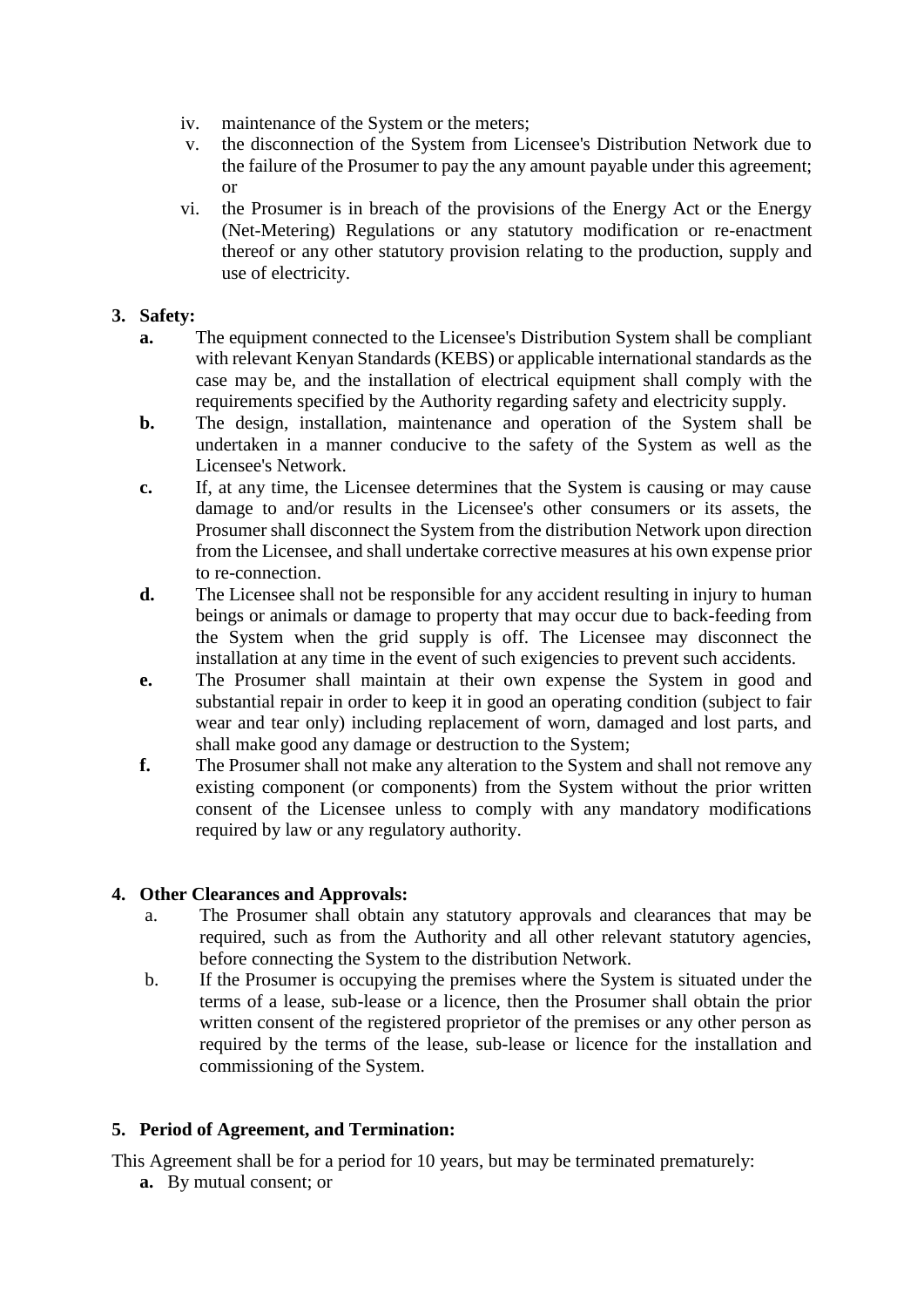iv. maintenance of the System or the meters;
v. the disconnection of the System from Licensee's Distribution Network due to the failure of the Prosumer to pay the any amount payable under this agreement; or
vi. the Prosumer is in breach of the provisions of the Energy Act or the Energy (Net-Metering) Regulations or any statutory modification or re-enactment thereof or any other statutory provision relating to the production, supply and use of electricity.

**3. Safety:**

**a.** The equipment connected to the Licensee's Distribution System shall be compliant with relevant Kenyan Standards (KEBS) or applicable international standards as the case may be, and the installation of electrical equipment shall comply with the requirements specified by the Authority regarding safety and electricity supply.

**b.** The design, installation, maintenance and operation of the System shall be undertaken in a manner conducive to the safety of the System as well as the Licensee's Network.

**c.** If, at any time, the Licensee determines that the System is causing or may cause damage to and/or results in the Licensee's other consumers or its assets, the Prosumer shall disconnect the System from the distribution Network upon direction from the Licensee, and shall undertake corrective measures at his own expense prior to re-connection.

**d.** The Licensee shall not be responsible for any accident resulting in injury to human beings or animals or damage to property that may occur due to back-feeding from the System when the grid supply is off. The Licensee may disconnect the installation at any time in the event of such exigencies to prevent such accidents.

**e.** The Prosumer shall maintain at their own expense the System in good and substantial repair in order to keep it in good an operating condition (subject to fair wear and tear only) including replacement of worn, damaged and lost parts, and shall make good any damage or destruction to the System;

**f.** The Prosumer shall not make any alteration to the System and shall not remove any existing component (or components) from the System without the prior written consent of the Licensee unless to comply with any mandatory modifications required by law or any regulatory authority.

**4. Other Clearances and Approvals:**

a. The Prosumer shall obtain any statutory approvals and clearances that may be required, such as from the Authority and all other relevant statutory agencies, before connecting the System to the distribution Network.

b. If the Prosumer is occupying the premises where the System is situated under the terms of a lease, sub-lease or a licence, then the Prosumer shall obtain the prior written consent of the registered proprietor of the premises or any other person as required by the terms of the lease, sub-lease or licence for the installation and commissioning of the System.

**5. Period of Agreement, and Termination:**

This Agreement shall be for a period for 10 years, but may be terminated prematurely:

**a.** By mutual consent; or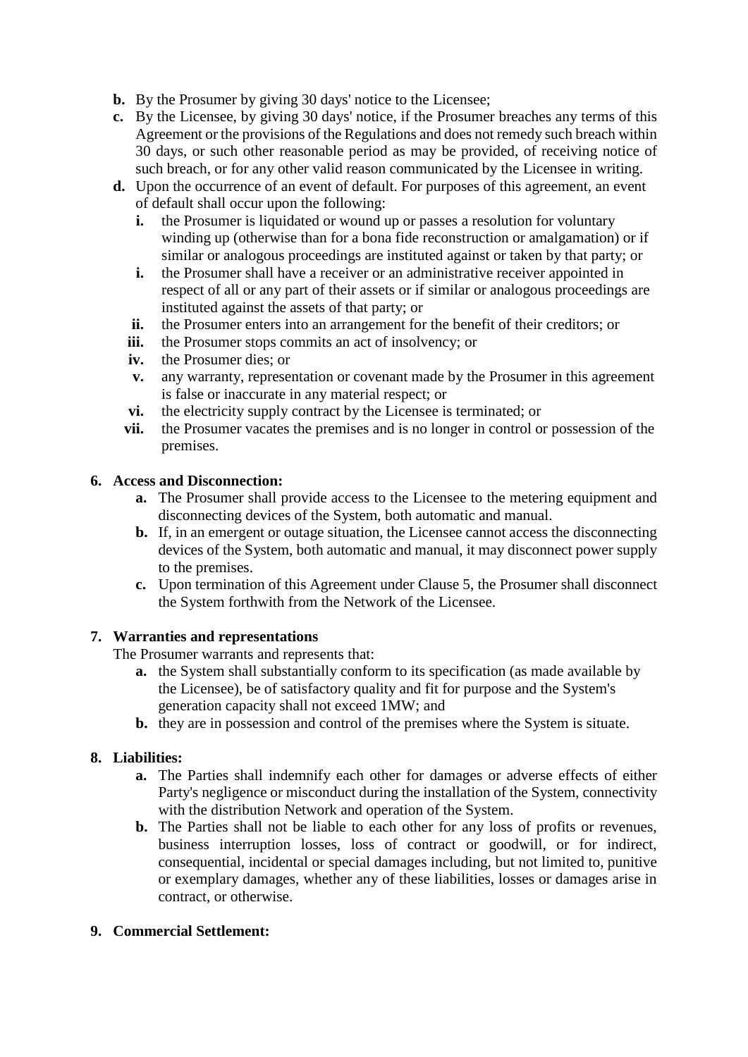**b.** By the Prosumer by giving 30 days' notice to the Licensee;

**c.** By the Licensee, by giving 30 days' notice, if the Prosumer breaches any terms of this Agreement or the provisions of the Regulations and does not remedy such breach within 30 days, or such other reasonable period as may be provided, of receiving notice of such breach, or for any other valid reason communicated by the Licensee in writing.

**d.** Upon the occurrence of an event of default. For purposes of this agreement, an event of default shall occur upon the following:

   **i.** the Prosumer is liquidated or wound up or passes a resolution for voluntary winding up (otherwise than for a bona fide reconstruction or amalgamation) or if similar or analogous proceedings are instituted against or taken by that party; or

   **i.** the Prosumer shall have a receiver or an administrative receiver appointed in respect of all or any part of their assets or if similar or analogous proceedings are instituted against the assets of that party; or

   **ii.** the Prosumer enters into an arrangement for the benefit of their creditors; or

   **iii.** the Prosumer stops commits an act of insolvency; or

   **iv.** the Prosumer dies; or

   **v.** any warranty, representation or covenant made by the Prosumer in this agreement is false or inaccurate in any material respect; or

   **vi.** the electricity supply contract by the Licensee is terminated; or

   **vii.** the Prosumer vacates the premises and is no longer in control or possession of the premises.

**6. Access and Disconnection:**

**a.** The Prosumer shall provide access to the Licensee to the metering equipment and disconnecting devices of the System, both automatic and manual.

**b.** If, in an emergent or outage situation, the Licensee cannot access the disconnecting devices of the System, both automatic and manual, it may disconnect power supply to the premises.

**c.** Upon termination of this Agreement under Clause 5, the Prosumer shall disconnect the System forthwith from the Network of the Licensee.

**7. Warranties and representations**

The Prosumer warrants and represents that:

**a.** the System shall substantially conform to its specification (as made available by the Licensee), be of satisfactory quality and fit for purpose and the System's generation capacity shall not exceed 1MW; and

**b.** they are in possession and control of the premises where the System is situate.

**8. Liabilities:**

**a.** The Parties shall indemnify each other for damages or adverse effects of either Party's negligence or misconduct during the installation of the System, connectivity with the distribution Network and operation of the System.

**b.** The Parties shall not be liable to each other for any loss of profits or revenues, business interruption losses, loss of contract or goodwill, or for indirect, consequential, incidental or special damages including, but not limited to, punitive or exemplary damages, whether any of these liabilities, losses or damages arise in contract, or otherwise.

**9. Commercial Settlement:**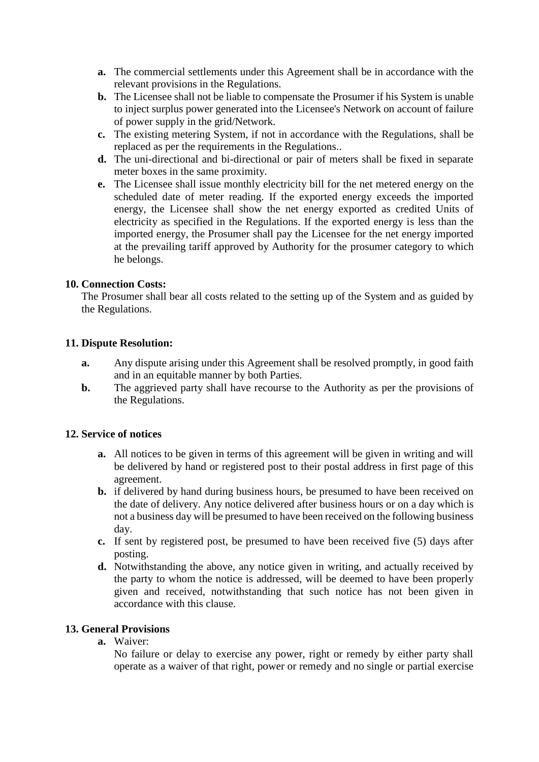- **a.** The commercial settlements under this Agreement shall be in accordance with the relevant provisions in the Regulations.
- **b.** The Licensee shall not be liable to compensate the Prosumer if his System is unable to inject surplus power generated into the Licensee's Network on account of failure of power supply in the grid/Network.
- **c.** The existing metering System, if not in accordance with the Regulations, shall be replaced as per the requirements in the Regulations..
- **d.** The uni-directional and bi-directional or pair of meters shall be fixed in separate meter boxes in the same proximity.
- **e.** The Licensee shall issue monthly electricity bill for the net metered energy on the scheduled date of meter reading. If the exported energy exceeds the imported energy, the Licensee shall show the net energy exported as credited Units of electricity as specified in the Regulations. If the exported energy is less than the imported energy, the Prosumer shall pay the Licensee for the net energy imported at the prevailing tariff approved by Authority for the prosumer category to which he belongs.

**10. Connection Costs:**

The Prosumer shall bear all costs related to the setting up of the System and as guided by the Regulations.

**11. Dispute Resolution:**

- **a.** Any dispute arising under this Agreement shall be resolved promptly, in good faith and in an equitable manner by both Parties.
- **b.** The aggrieved party shall have recourse to the Authority as per the provisions of the Regulations.

**12. Service of notices**

- **a.** All notices to be given in terms of this agreement will be given in writing and will be delivered by hand or registered post to their postal address in first page of this agreement.
- **b.** if delivered by hand during business hours, be presumed to have been received on the date of delivery. Any notice delivered after business hours or on a day which is not a business day will be presumed to have been received on the following business day.
- **c.** If sent by registered post, be presumed to have been received five (5) days after posting.
- **d.** Notwithstanding the above, any notice given in writing, and actually received by the party to whom the notice is addressed, will be deemed to have been properly given and received, notwithstanding that such notice has not been given in accordance with this clause.

**13. General Provisions**

- **a.** Waiver:

  No failure or delay to exercise any power, right or remedy by either party shall operate as a waiver of that right, power or remedy and no single or partial exercise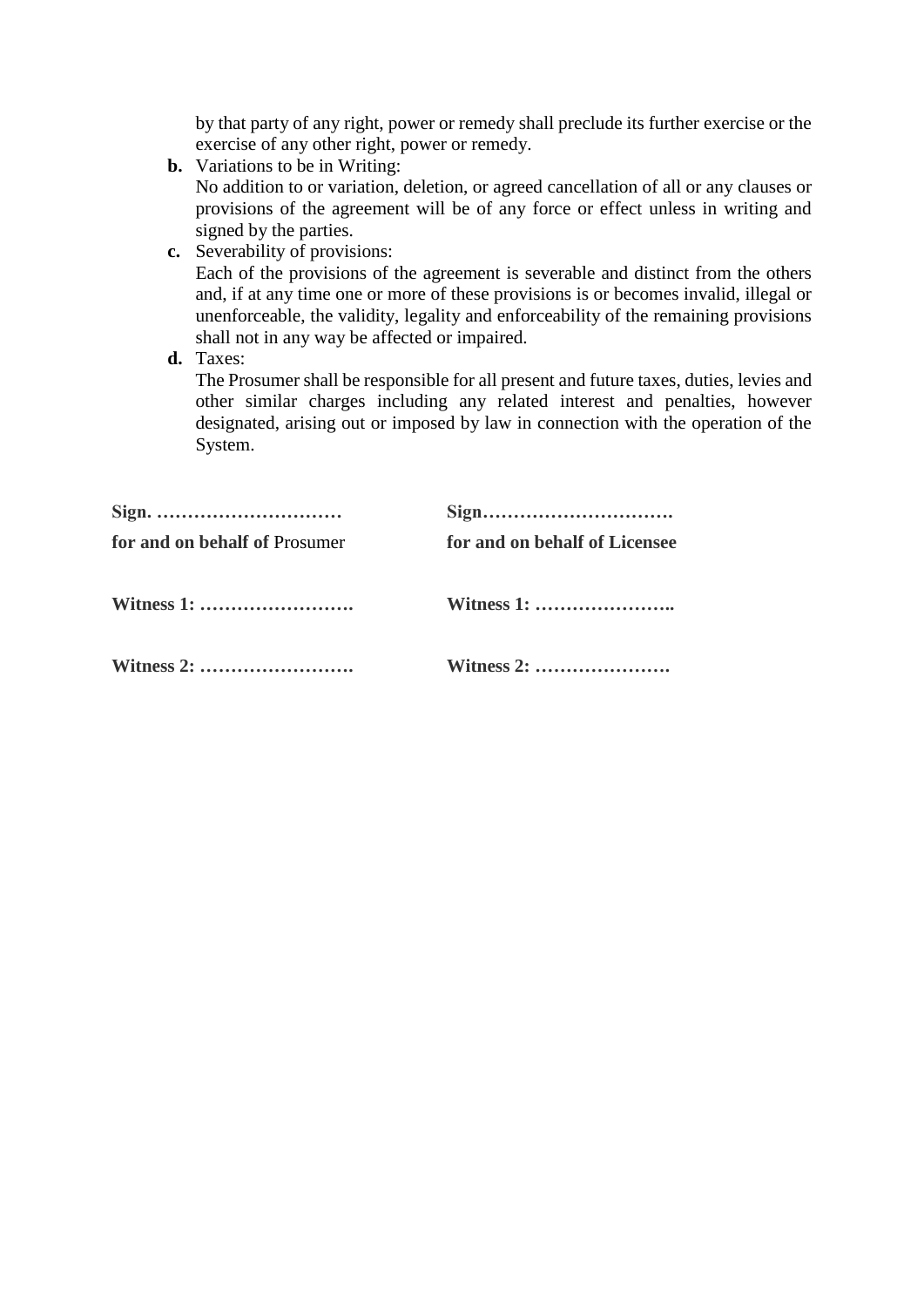by that party of any right, power or remedy shall preclude its further exercise or the exercise of any other right, power or remedy.

**b.** Variations to be in Writing:
No addition to or variation, deletion, or agreed cancellation of all or any clauses or provisions of the agreement will be of any force or effect unless in writing and signed by the parties.

**c.** Severability of provisions:
Each of the provisions of the agreement is severable and distinct from the others and, if at any time one or more of these provisions is or becomes invalid, illegal or unenforceable, the validity, legality and enforceability of the remaining provisions shall not in any way be affected or impaired.

**d.** Taxes:
The Prosumer shall be responsible for all present and future taxes, duties, levies and other similar charges including any related interest and penalties, however designated, arising out or imposed by law in connection with the operation of the System.

| | |
|---|---|
| **Sign. …………………………** | **Sign………………………….** |
| **for and on behalf of** Prosumer | **for and on behalf of Licensee** |
| **Witness 1: …………………….** | **Witness 1: …………………..** |
| **Witness 2: …………………….** | **Witness 2: ………………….** |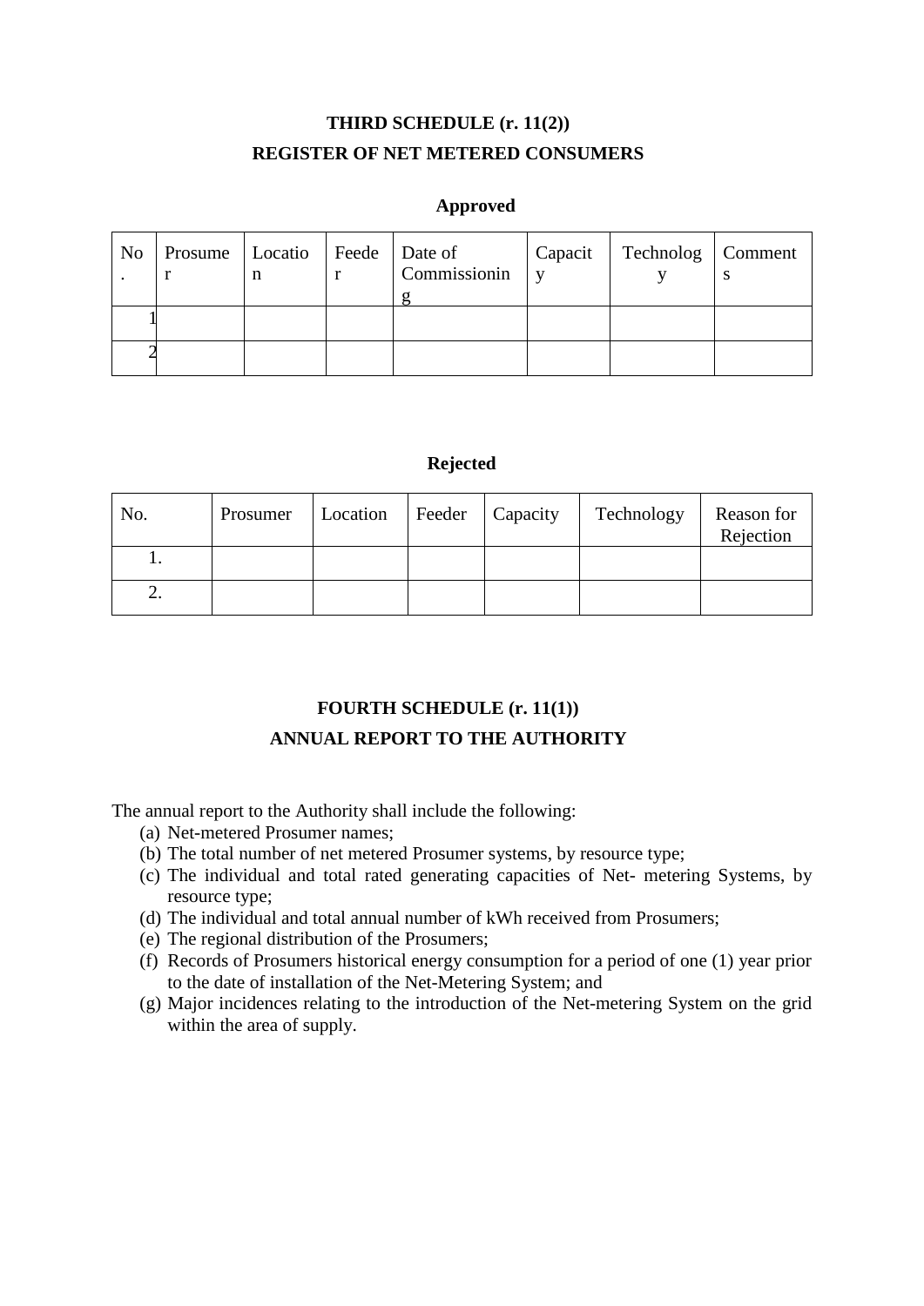## THIRD SCHEDULE (r. 11(2))

## REGISTER OF NET METERED CONSUMERS

**Approved**

| No. | Prosumer | Location | Feeder | Date of Commissioning | Capacity | Technology | Comments |
|---|---|---|---|---|---|---|---|
| 1 | | | | | | | |
| 2 | | | | | | | |

**Rejected**

| No. | Prosumer | Location | Feeder | Capacity | Technology | Reason for Rejection |
|---|---|---|---|---|---|---|
| 1. | | | | | | |
| 2. | | | | | | |

## FOURTH SCHEDULE (r. 11(1))

## ANNUAL REPORT TO THE AUTHORITY

The annual report to the Authority shall include the following:

(a) Net-metered Prosumer names;
(b) The total number of net metered Prosumer systems, by resource type;
(c) The individual and total rated generating capacities of Net- metering Systems, by resource type;
(d) The individual and total annual number of kWh received from Prosumers;
(e) The regional distribution of the Prosumers;
(f) Records of Prosumers historical energy consumption for a period of one (1) year prior to the date of installation of the Net-Metering System; and
(g) Major incidences relating to the introduction of the Net-metering System on the grid within the area of supply.